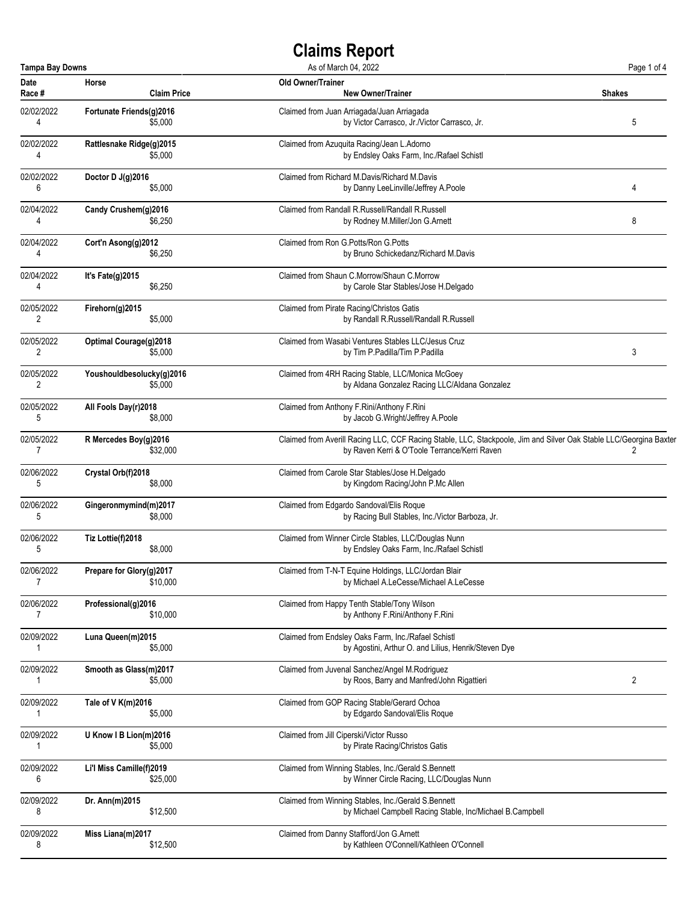# Claims Report

**Tampa Bay Downs** As of March 04, 2022

| Date | Race # | Horse | Claim Price | Old Owner/Trainer | New Owner/Trainer | Shakes |
|---|---|---|---|---|---|---|
| 02/02/2022 | 4 | **Fortunate Friends(g)2016** | $5,000 | Claimed from Juan Arriagada/Juan Arriagada | by Victor Carrasco, Jr./Victor Carrasco, Jr. | 5 |
| 02/02/2022 | 4 | **Rattlesnake Ridge(g)2015** | $5,000 | Claimed from Azuquita Racing/Jean L.Adorno | by Endsley Oaks Farm, Inc./Rafael Schistl | |
| 02/02/2022 | 6 | **Doctor D J(g)2016** | $5,000 | Claimed from Richard M.Davis/Richard M.Davis | by Danny LeeLinville/Jeffrey A.Poole | 4 |
| 02/04/2022 | 4 | **Candy Crushem(g)2016** | $6,250 | Claimed from Randall R.Russell/Randall R.Russell | by Rodney M.Miller/Jon G.Arnett | 8 |
| 02/04/2022 | 4 | **Cort'n Asong(g)2012** | $6,250 | Claimed from Ron G.Potts/Ron G.Potts | by Bruno Schickedanz/Richard M.Davis | |
| 02/04/2022 | 4 | **It's Fate(g)2015** | $6,250 | Claimed from Shaun C.Morrow/Shaun C.Morrow | by Carole Star Stables/Jose H.Delgado | |
| 02/05/2022 | 2 | **Firehorn(g)2015** | $5,000 | Claimed from Pirate Racing/Christos Gatis | by Randall R.Russell/Randall R.Russell | |
| 02/05/2022 | 2 | **Optimal Courage(g)2018** | $5,000 | Claimed from Wasabi Ventures Stables LLC/Jesus Cruz | by Tim P.Padilla/Tim P.Padilla | 3 |
| 02/05/2022 | 2 | **Youshouldbesolucky(g)2016** | $5,000 | Claimed from 4RH Racing Stable, LLC/Monica McGoey | by Aldana Gonzalez Racing LLC/Aldana Gonzalez | |
| 02/05/2022 | 5 | **All Fools Day(r)2018** | $8,000 | Claimed from Anthony F.Rini/Anthony F.Rini | by Jacob G.Wright/Jeffrey A.Poole | |
| 02/05/2022 | 7 | **R Mercedes Boy(g)2016** | $32,000 | Claimed from Averill Racing LLC, CCF Racing Stable, LLC, Stackpoole, Jim and Silver Oak Stable LLC/Georgina Baxter | by Raven Kerri & O'Toole Terrance/Kerri Raven | 2 |
| 02/06/2022 | 5 | **Crystal Orb(f)2018** | $8,000 | Claimed from Carole Star Stables/Jose H.Delgado | by Kingdom Racing/John P.Mc Allen | |
| 02/06/2022 | 5 | **Gingeronmymind(m)2017** | $8,000 | Claimed from Edgardo Sandoval/Elis Roque | by Racing Bull Stables, Inc./Victor Barboza, Jr. | |
| 02/06/2022 | 5 | **Tiz Lottie(f)2018** | $8,000 | Claimed from Winner Circle Stables, LLC/Douglas Nunn | by Endsley Oaks Farm, Inc./Rafael Schistl | |
| 02/06/2022 | 7 | **Prepare for Glory(g)2017** | $10,000 | Claimed from T-N-T Equine Holdings, LLC/Jordan Blair | by Michael A.LeCesse/Michael A.LeCesse | |
| 02/06/2022 | 7 | **Professional(g)2016** | $10,000 | Claimed from Happy Tenth Stable/Tony Wilson | by Anthony F.Rini/Anthony F.Rini | |
| 02/09/2022 | 1 | **Luna Queen(m)2015** | $5,000 | Claimed from Endsley Oaks Farm, Inc./Rafael Schistl | by Agostini, Arthur O. and Lilius, Henrik/Steven Dye | |
| 02/09/2022 | 1 | **Smooth as Glass(m)2017** | $5,000 | Claimed from Juvenal Sanchez/Angel M.Rodriguez | by Roos, Barry and Manfred/John Rigattieri | 2 |
| 02/09/2022 | 1 | **Tale of V K(m)2016** | $5,000 | Claimed from GOP Racing Stable/Gerard Ochoa | by Edgardo Sandoval/Elis Roque | |
| 02/09/2022 | 1 | **U Know I B Lion(m)2016** | $5,000 | Claimed from Jill Ciperski/Victor Russo | by Pirate Racing/Christos Gatis | |
| 02/09/2022 | 6 | **Li'l Miss Camille(f)2019** | $25,000 | Claimed from Winning Stables, Inc./Gerald S.Bennett | by Winner Circle Racing, LLC/Douglas Nunn | |
| 02/09/2022 | 8 | **Dr. Ann(m)2015** | $12,500 | Claimed from Winning Stables, Inc./Gerald S.Bennett | by Michael Campbell Racing Stable, Inc/Michael B.Campbell | |
| 02/09/2022 | 8 | **Miss Liana(m)2017** | $12,500 | Claimed from Danny Stafford/Jon G.Arnett | by Kathleen O'Connell/Kathleen O'Connell | |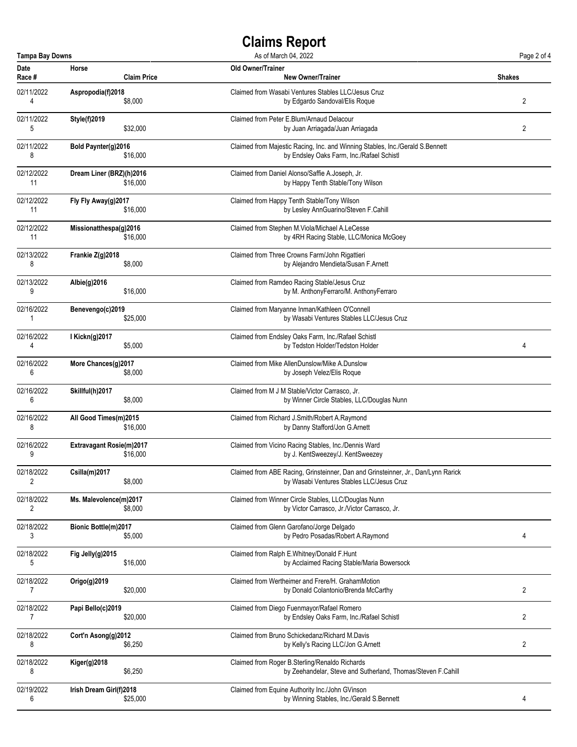# Claims Report

**Tampa Bay Downs** — As of March 04, 2022

| Date | Race # | Horse | Claim Price | Old Owner/Trainer | New Owner/Trainer | Shakes |
|---|---|---|---|---|---|---|
| 02/11/2022 | 4 | **Aspropodia(f)2018** | $8,000 | Claimed from Wasabi Ventures Stables LLC/Jesus Cruz | by Edgardo Sandoval/Elis Roque | 2 |
| 02/11/2022 | 5 | **Style(f)2019** | $32,000 | Claimed from Peter E.Blum/Arnaud Delacour | by Juan Arriagada/Juan Arriagada | 2 |
| 02/11/2022 | 8 | **Bold Paynter(g)2016** | $16,000 | Claimed from Majestic Racing, Inc. and Winning Stables, Inc./Gerald S.Bennett | by Endsley Oaks Farm, Inc./Rafael Schistl | |
| 02/12/2022 | 11 | **Dream Liner (BRZ)(h)2016** | $16,000 | Claimed from Daniel Alonso/Saffie A.Joseph, Jr. | by Happy Tenth Stable/Tony Wilson | |
| 02/12/2022 | 11 | **Fly Fly Away(g)2017** | $16,000 | Claimed from Happy Tenth Stable/Tony Wilson | by Lesley AnnGuarino/Steven F.Cahill | |
| 02/12/2022 | 11 | **Missionatthespa(g)2016** | $16,000 | Claimed from Stephen M.Viola/Michael A.LeCesse | by 4RH Racing Stable, LLC/Monica McGoey | |
| 02/13/2022 | 8 | **Frankie Z(g)2018** | $8,000 | Claimed from Three Crowns Farm/John Rigattieri | by Alejandro Mendieta/Susan F.Arnett | |
| 02/13/2022 | 9 | **Albie(g)2016** | $16,000 | Claimed from Ramdeo Racing Stable/Jesus Cruz | by M. AnthonyFerraro/M. AnthonyFerraro | |
| 02/16/2022 | 1 | **Benevengo(c)2019** | $25,000 | Claimed from Maryanne Inman/Kathleen O'Connell | by Wasabi Ventures Stables LLC/Jesus Cruz | |
| 02/16/2022 | 4 | **I Kickn(g)2017** | $5,000 | Claimed from Endsley Oaks Farm, Inc./Rafael Schistl | by Tedston Holder/Tedston Holder | 4 |
| 02/16/2022 | 6 | **More Chances(g)2017** | $8,000 | Claimed from Mike AllenDunslow/Mike A.Dunslow | by Joseph Velez/Elis Roque | |
| 02/16/2022 | 6 | **Skillful(h)2017** | $8,000 | Claimed from M J M Stable/Victor Carrasco, Jr. | by Winner Circle Stables, LLC/Douglas Nunn | |
| 02/16/2022 | 8 | **All Good Times(m)2015** | $16,000 | Claimed from Richard J.Smith/Robert A.Raymond | by Danny Stafford/Jon G.Arnett | |
| 02/16/2022 | 9 | **Extravagant Rosie(m)2017** | $16,000 | Claimed from Vicino Racing Stables, Inc./Dennis Ward | by J. KentSweezey/J. KentSweezey | |
| 02/18/2022 | 2 | **Csilla(m)2017** | $8,000 | Claimed from ABE Racing, Grinsteinner, Dan and Grinsteinner, Jr., Dan/Lynn Rarick | by Wasabi Ventures Stables LLC/Jesus Cruz | |
| 02/18/2022 | 2 | **Ms. Malevolence(m)2017** | $8,000 | Claimed from Winner Circle Stables, LLC/Douglas Nunn | by Victor Carrasco, Jr./Victor Carrasco, Jr. | |
| 02/18/2022 | 3 | **Bionic Bottle(m)2017** | $5,000 | Claimed from Glenn Garofano/Jorge Delgado | by Pedro Posadas/Robert A.Raymond | 4 |
| 02/18/2022 | 5 | **Fig Jelly(g)2015** | $16,000 | Claimed from Ralph E.Whitney/Donald F.Hunt | by Acclaimed Racing Stable/Maria Bowersock | |
| 02/18/2022 | 7 | **Origo(g)2019** | $20,000 | Claimed from Wertheimer and Frere/H. GrahamMotion | by Donald Colantonio/Brenda McCarthy | 2 |
| 02/18/2022 | 7 | **Papi Bello(c)2019** | $20,000 | Claimed from Diego Fuenmayor/Rafael Romero | by Endsley Oaks Farm, Inc./Rafael Schistl | 2 |
| 02/18/2022 | 8 | **Cort'n Asong(g)2012** | $6,250 | Claimed from Bruno Schickedanz/Richard M.Davis | by Kelly's Racing LLC/Jon G.Arnett | 2 |
| 02/18/2022 | 8 | **Kiger(g)2018** | $6,250 | Claimed from Roger B.Sterling/Renaldo Richards | by Zeehandelar, Steve and Sutherland, Thomas/Steven F.Cahill | |
| 02/19/2022 | 6 | **Irish Dream Girl(f)2018** | $25,000 | Claimed from Equine Authority Inc./John GVinson | by Winning Stables, Inc./Gerald S.Bennett | 4 |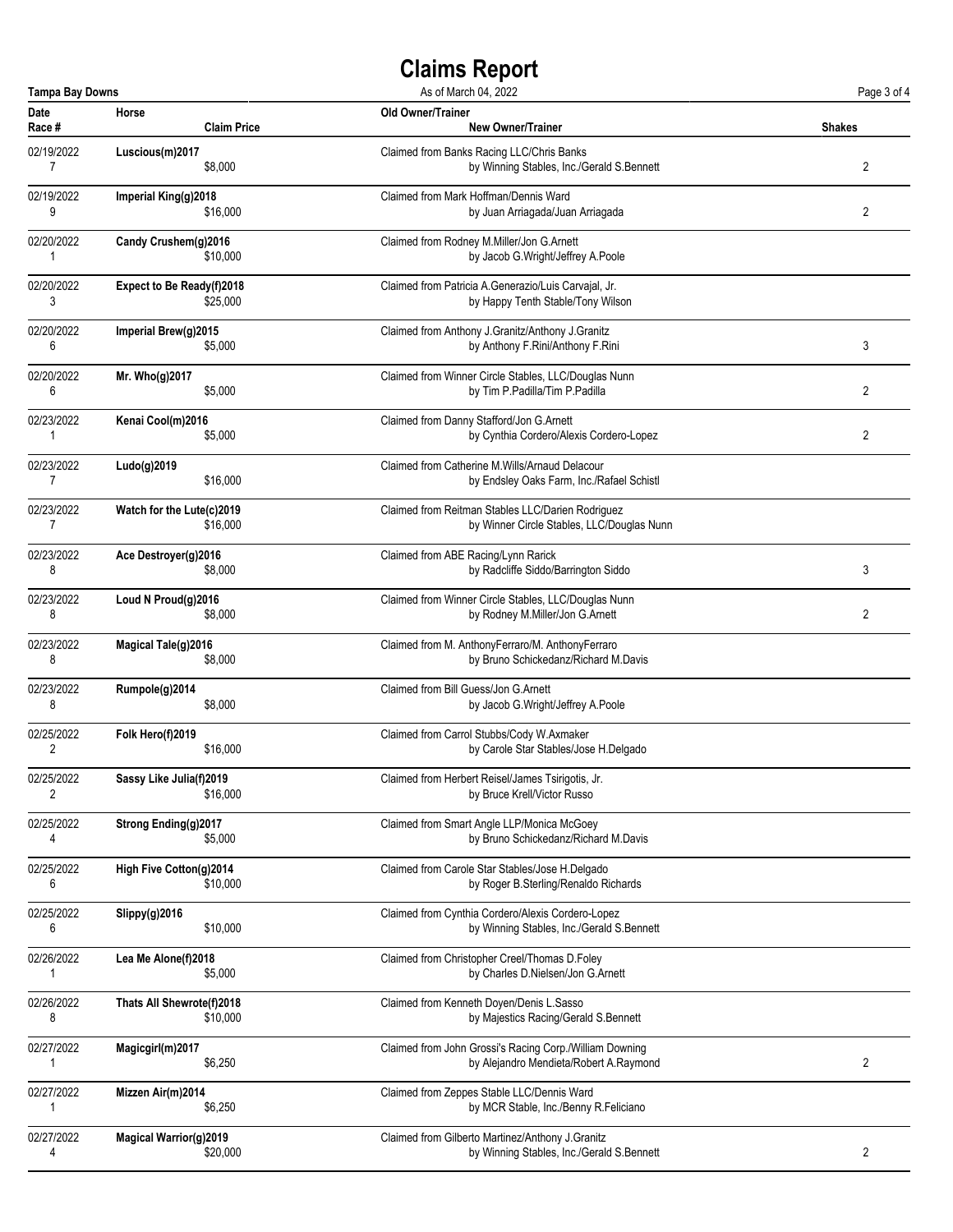# Claims Report

**Tampa Bay Downs** As of March 04, 2022

| Date | Race # | Horse | Claim Price | Old Owner/Trainer | New Owner/Trainer | Shakes |
|---|---|---|---|---|---|---|
| 02/19/2022 | 7 | **Luscious(m)2017** | $8,000 | Claimed from Banks Racing LLC/Chris Banks | by Winning Stables, Inc./Gerald S.Bennett | 2 |
| 02/19/2022 | 9 | **Imperial King(g)2018** | $16,000 | Claimed from Mark Hoffman/Dennis Ward | by Juan Arriagada/Juan Arriagada | 2 |
| 02/20/2022 | 1 | **Candy Crushem(g)2016** | $10,000 | Claimed from Rodney M.Miller/Jon G.Arnett | by Jacob G.Wright/Jeffrey A.Poole | |
| 02/20/2022 | 3 | **Expect to Be Ready(f)2018** | $25,000 | Claimed from Patricia A.Generazio/Luis Carvajal, Jr. | by Happy Tenth Stable/Tony Wilson | |
| 02/20/2022 | 6 | **Imperial Brew(g)2015** | $5,000 | Claimed from Anthony J.Granitz/Anthony J.Granitz | by Anthony F.Rini/Anthony F.Rini | 3 |
| 02/20/2022 | 6 | **Mr. Who(g)2017** | $5,000 | Claimed from Winner Circle Stables, LLC/Douglas Nunn | by Tim P.Padilla/Tim P.Padilla | 2 |
| 02/23/2022 | 1 | **Kenai Cool(m)2016** | $5,000 | Claimed from Danny Stafford/Jon G.Arnett | by Cynthia Cordero/Alexis Cordero-Lopez | 2 |
| 02/23/2022 | 7 | **Ludo(g)2019** | $16,000 | Claimed from Catherine M.Wills/Arnaud Delacour | by Endsley Oaks Farm, Inc./Rafael Schistl | |
| 02/23/2022 | 7 | **Watch for the Lute(c)2019** | $16,000 | Claimed from Reitman Stables LLC/Darien Rodriguez | by Winner Circle Stables, LLC/Douglas Nunn | |
| 02/23/2022 | 8 | **Ace Destroyer(g)2016** | $8,000 | Claimed from ABE Racing/Lynn Rarick | by Radcliffe Siddo/Barrington Siddo | 3 |
| 02/23/2022 | 8 | **Loud N Proud(g)2016** | $8,000 | Claimed from Winner Circle Stables, LLC/Douglas Nunn | by Rodney M.Miller/Jon G.Arnett | 2 |
| 02/23/2022 | 8 | **Magical Tale(g)2016** | $8,000 | Claimed from M. AnthonyFerraro/M. AnthonyFerraro | by Bruno Schickedanz/Richard M.Davis | |
| 02/23/2022 | 8 | **Rumpole(g)2014** | $8,000 | Claimed from Bill Guess/Jon G.Arnett | by Jacob G.Wright/Jeffrey A.Poole | |
| 02/25/2022 | 2 | **Folk Hero(f)2019** | $16,000 | Claimed from Carrol Stubbs/Cody W.Axmaker | by Carole Star Stables/Jose H.Delgado | |
| 02/25/2022 | 2 | **Sassy Like Julia(f)2019** | $16,000 | Claimed from Herbert Reisel/James Tsirigotis, Jr. | by Bruce Krell/Victor Russo | |
| 02/25/2022 | 4 | **Strong Ending(g)2017** | $5,000 | Claimed from Smart Angle LLP/Monica McGoey | by Bruno Schickedanz/Richard M.Davis | |
| 02/25/2022 | 6 | **High Five Cotton(g)2014** | $10,000 | Claimed from Carole Star Stables/Jose H.Delgado | by Roger B.Sterling/Renaldo Richards | |
| 02/25/2022 | 6 | **Slippy(g)2016** | $10,000 | Claimed from Cynthia Cordero/Alexis Cordero-Lopez | by Winning Stables, Inc./Gerald S.Bennett | |
| 02/26/2022 | 1 | **Lea Me Alone(f)2018** | $5,000 | Claimed from Christopher Creel/Thomas D.Foley | by Charles D.Nielsen/Jon G.Arnett | |
| 02/26/2022 | 8 | **Thats All Shewrote(f)2018** | $10,000 | Claimed from Kenneth Doyen/Denis L.Sasso | by Majestics Racing/Gerald S.Bennett | |
| 02/27/2022 | 1 | **Magicgirl(m)2017** | $6,250 | Claimed from John Grossi's Racing Corp./William Downing | by Alejandro Mendieta/Robert A.Raymond | 2 |
| 02/27/2022 | 1 | **Mizzen Air(m)2014** | $6,250 | Claimed from Zeppes Stable LLC/Dennis Ward | by MCR Stable, Inc./Benny R.Feliciano | |
| 02/27/2022 | 4 | **Magical Warrior(g)2019** | $20,000 | Claimed from Gilberto Martinez/Anthony J.Granitz | by Winning Stables, Inc./Gerald S.Bennett | 2 |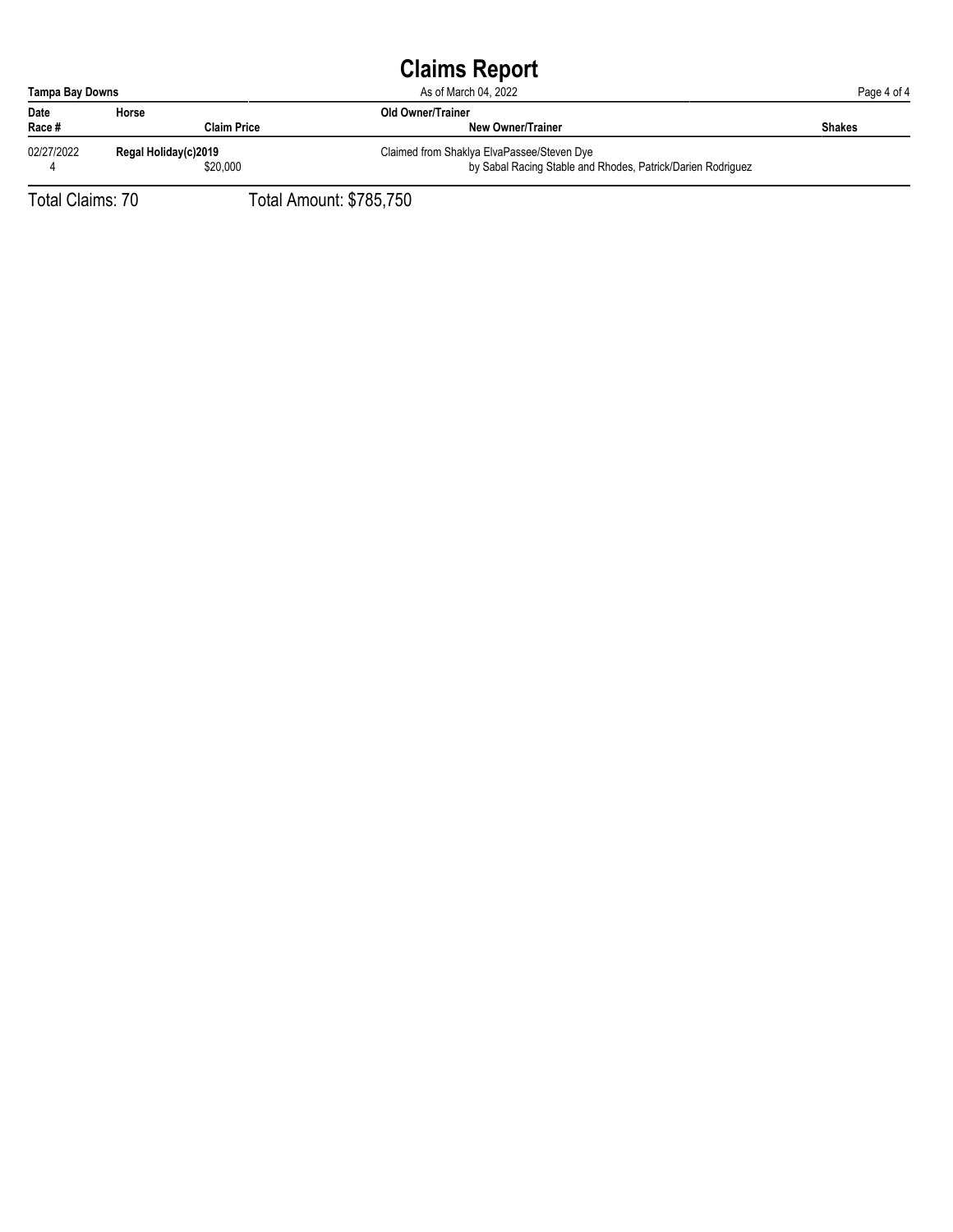# Claims Report

**Tampa Bay Downs** As of March 04, 2022

| Date / Race # | Horse / Claim Price | Old Owner/Trainer / New Owner/Trainer | Shakes |
|---|---|---|---|
| 02/27/2022<br>4 | **Regal Holiday(c)2019**<br>$20,000 | Claimed from Shaklya ElvaPassee/Steven Dye<br>by Sabal Racing Stable and Rhodes, Patrick/Darien Rodriguez | |

Total Claims: 70 Total Amount: $785,750